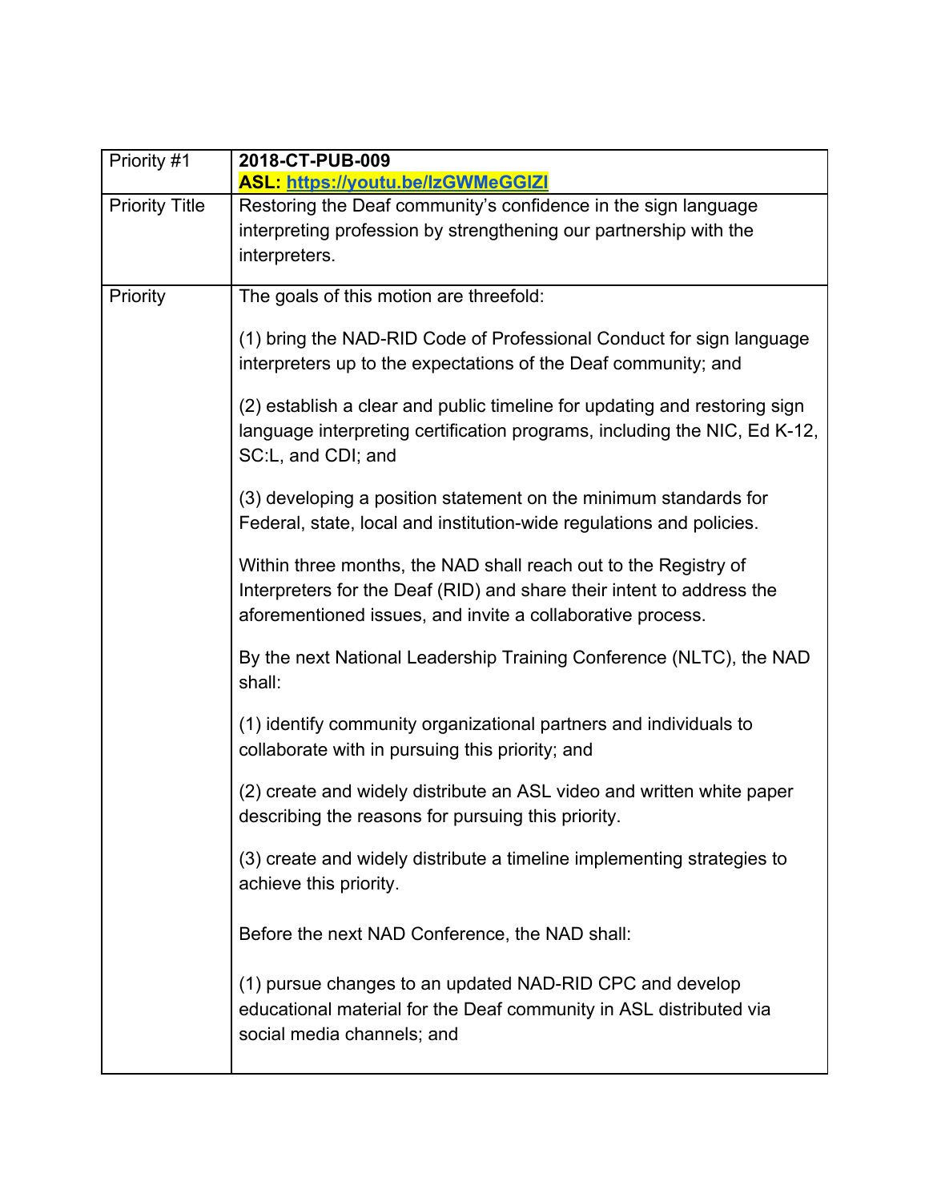| Priority #1 | **2018-CT-PUB-009**<br>**ASL: https://youtu.be/lzGWMeGGlZI** |
|---|---|
| Priority Title | Restoring the Deaf community's confidence in the sign language interpreting profession by strengthening our partnership with the interpreters. |
| Priority | The goals of this motion are threefold:<br><br>(1) bring the NAD-RID Code of Professional Conduct for sign language interpreters up to the expectations of the Deaf community; and<br><br>(2) establish a clear and public timeline for updating and restoring sign language interpreting certification programs, including the NIC, Ed K-12, SC:L, and CDI; and<br><br>(3) developing a position statement on the minimum standards for Federal, state, local and institution-wide regulations and policies.<br><br>Within three months, the NAD shall reach out to the Registry of Interpreters for the Deaf (RID) and share their intent to address the aforementioned issues, and invite a collaborative process.<br><br>By the next National Leadership Training Conference (NLTC), the NAD shall:<br><br>(1) identify community organizational partners and individuals to collaborate with in pursuing this priority; and<br><br>(2) create and widely distribute an ASL video and written white paper describing the reasons for pursuing this priority.<br><br>(3) create and widely distribute a timeline implementing strategies to achieve this priority.<br><br>Before the next NAD Conference, the NAD shall:<br><br>(1) pursue changes to an updated NAD-RID CPC and develop educational material for the Deaf community in ASL distributed via social media channels; and |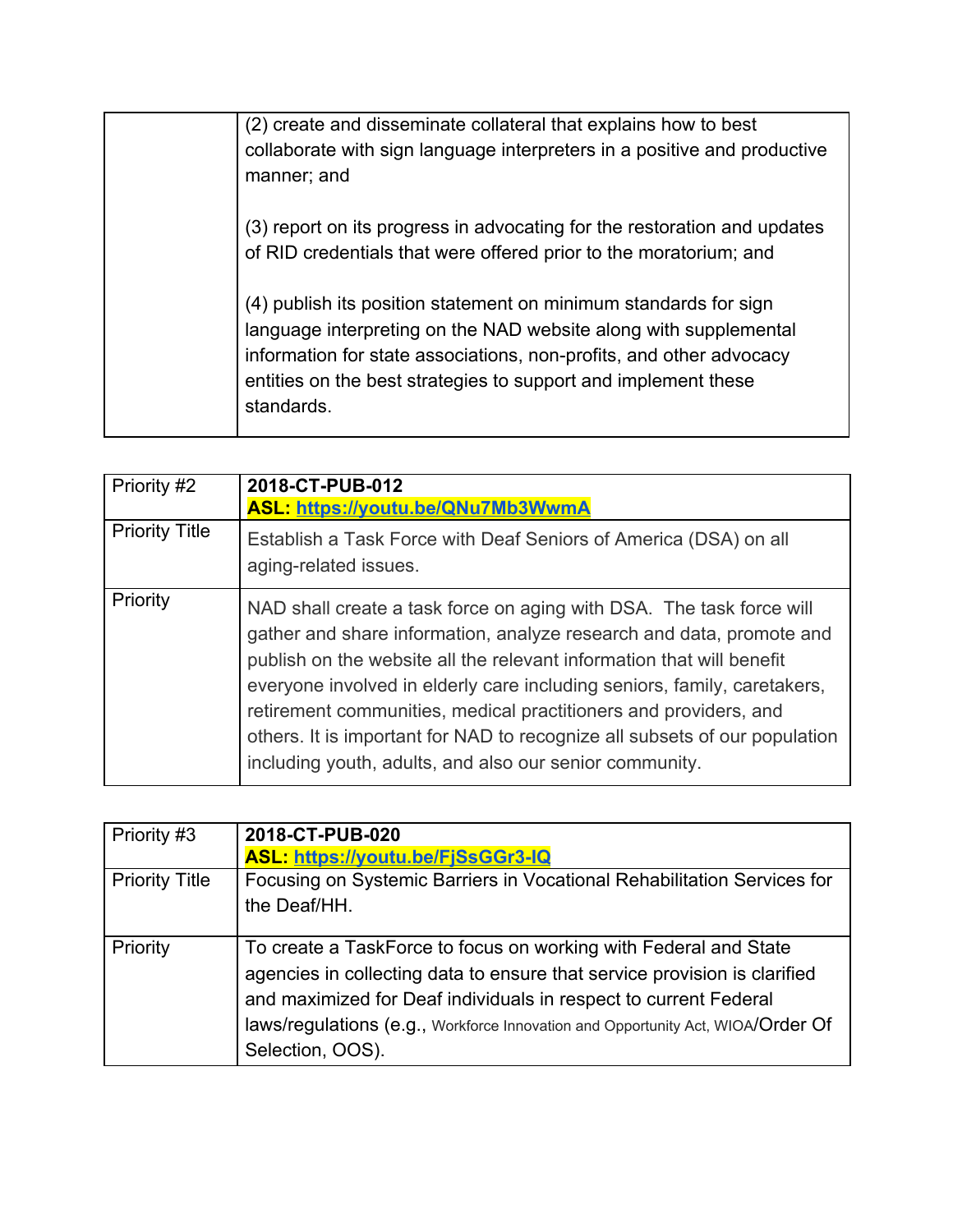| | |
|---|---|
| | (2) create and disseminate collateral that explains how to best collaborate with sign language interpreters in a positive and productive manner; and<br><br>(3) report on its progress in advocating for the restoration and updates of RID credentials that were offered prior to the moratorium; and<br><br>(4) publish its position statement on minimum standards for sign language interpreting on the NAD website along with supplemental information for state associations, non-profits, and other advocacy entities on the best strategies to support and implement these standards. |

| Priority #2 | **2018-CT-PUB-012**<br>**ASL: https://youtu.be/QNu7Mb3WwmA** |
|---|---|
| Priority Title | Establish a Task Force with Deaf Seniors of America (DSA) on all aging-related issues. |
| Priority | NAD shall create a task force on aging with DSA. The task force will gather and share information, analyze research and data, promote and publish on the website all the relevant information that will benefit everyone involved in elderly care including seniors, family, caretakers, retirement communities, medical practitioners and providers, and others. It is important for NAD to recognize all subsets of our population including youth, adults, and also our senior community. |

| Priority #3 | **2018-CT-PUB-020**<br>**ASL: https://youtu.be/FjSsGGr3-IQ** |
|---|---|
| Priority Title | Focusing on Systemic Barriers in Vocational Rehabilitation Services for the Deaf/HH. |
| Priority | To create a TaskForce to focus on working with Federal and State agencies in collecting data to ensure that service provision is clarified and maximized for Deaf individuals in respect to current Federal laws/regulations (e.g., Workforce Innovation and Opportunity Act, WIOA/Order Of Selection, OOS). |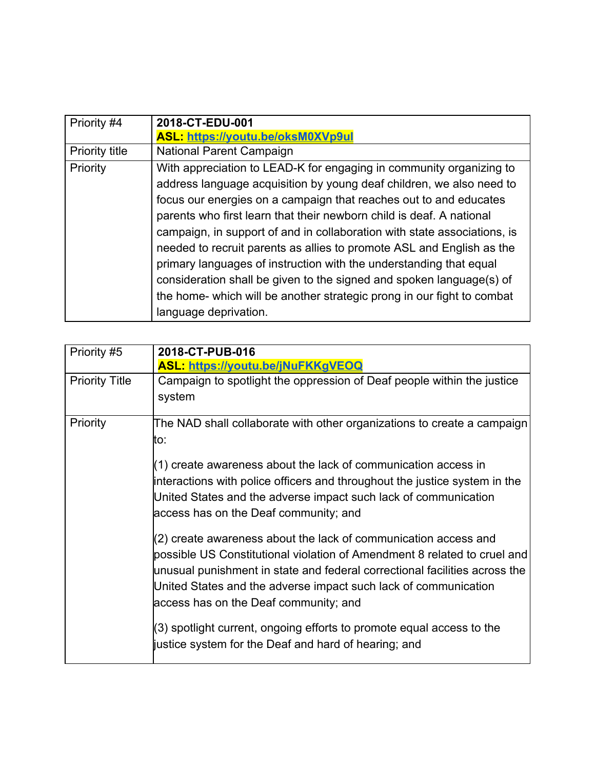| Priority #4 | **2018-CT-EDU-001**<br>**ASL: https://youtu.be/oksM0XVp9uI** |
|---|---|
| Priority title | National Parent Campaign |
| Priority | With appreciation to LEAD-K for engaging in community organizing to address language acquisition by young deaf children, we also need to focus our energies on a campaign that reaches out to and educates parents who first learn that their newborn child is deaf. A national campaign, in support of and in collaboration with state associations, is needed to recruit parents as allies to promote ASL and English as the primary languages of instruction with the understanding that equal consideration shall be given to the signed and spoken language(s) of the home- which will be another strategic prong in our fight to combat language deprivation. |

| Priority #5 | **2018-CT-PUB-016**<br>**ASL: https://youtu.be/jNuFKKgVEOQ** |
|---|---|
| Priority Title | Campaign to spotlight the oppression of Deaf people within the justice system |
| Priority | The NAD shall collaborate with other organizations to create a campaign to:<br><br>(1) create awareness about the lack of communication access in interactions with police officers and throughout the justice system in the United States and the adverse impact such lack of communication access has on the Deaf community; and<br><br>(2) create awareness about the lack of communication access and possible US Constitutional violation of Amendment 8 related to cruel and unusual punishment in state and federal correctional facilities across the United States and the adverse impact such lack of communication access has on the Deaf community; and<br><br>(3) spotlight current, ongoing efforts to promote equal access to the justice system for the Deaf and hard of hearing; and |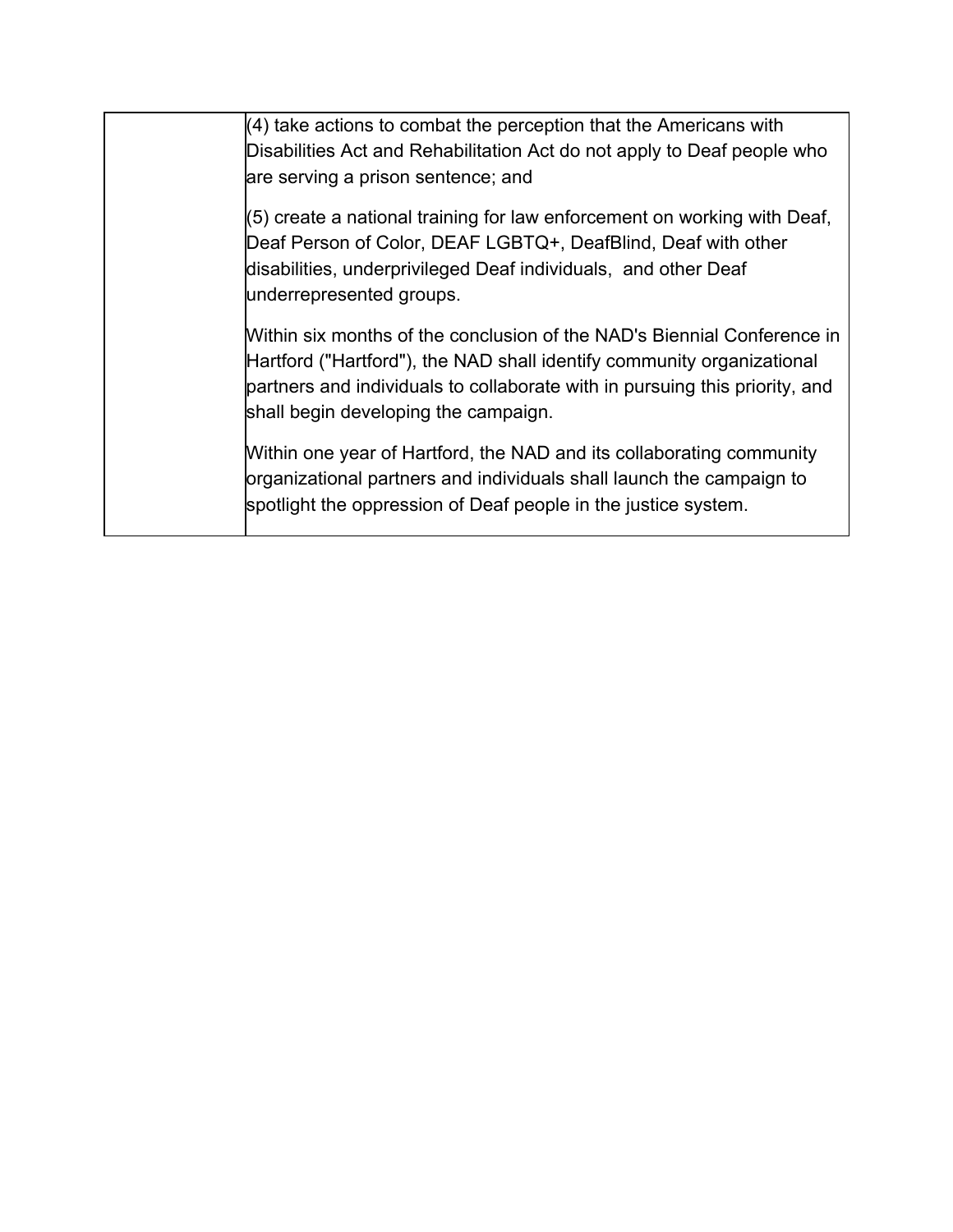| | |
|---|---|
| | (4) take actions to combat the perception that the Americans with Disabilities Act and Rehabilitation Act do not apply to Deaf people who are serving a prison sentence; and<br><br>(5) create a national training for law enforcement on working with Deaf, Deaf Person of Color, DEAF LGBTQ+, DeafBlind, Deaf with other disabilities, underprivileged Deaf individuals,  and other Deaf underrepresented groups.<br><br>Within six months of the conclusion of the NAD's Biennial Conference in Hartford ("Hartford"), the NAD shall identify community organizational partners and individuals to collaborate with in pursuing this priority, and shall begin developing the campaign.<br><br>Within one year of Hartford, the NAD and its collaborating community organizational partners and individuals shall launch the campaign to spotlight the oppression of Deaf people in the justice system. |